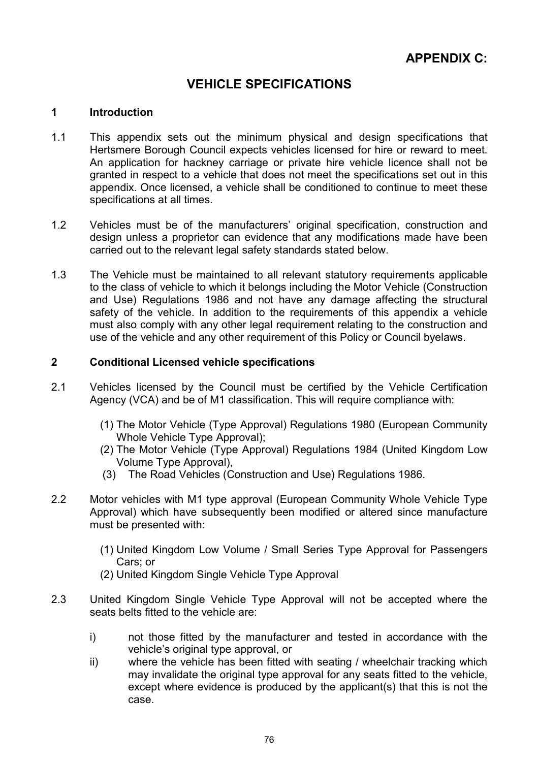# APPENDIX C:

## VEHICLE SPECIFICATIONS

### 1 Introduction

1.1 This appendix sets out the minimum physical and design specifications that Hertsmere Borough Council expects vehicles licensed for hire or reward to meet. An application for hackney carriage or private hire vehicle licence shall not be granted in respect to a vehicle that does not meet the specifications set out in this appendix. Once licensed, a vehicle shall be conditioned to continue to meet these specifications at all times.

1.2 Vehicles must be of the manufacturers' original specification, construction and design unless a proprietor can evidence that any modifications made have been carried out to the relevant legal safety standards stated below.

1.3 The Vehicle must be maintained to all relevant statutory requirements applicable to the class of vehicle to which it belongs including the Motor Vehicle (Construction and Use) Regulations 1986 and not have any damage affecting the structural safety of the vehicle. In addition to the requirements of this appendix a vehicle must also comply with any other legal requirement relating to the construction and use of the vehicle and any other requirement of this Policy or Council byelaws.

### 2 Conditional Licensed vehicle specifications

2.1 Vehicles licensed by the Council must be certified by the Vehicle Certification Agency (VCA) and be of M1 classification. This will require compliance with:

(1) The Motor Vehicle (Type Approval) Regulations 1980 (European Community Whole Vehicle Type Approval);
(2) The Motor Vehicle (Type Approval) Regulations 1984 (United Kingdom Low Volume Type Approval),
(3) The Road Vehicles (Construction and Use) Regulations 1986.

2.2 Motor vehicles with M1 type approval (European Community Whole Vehicle Type Approval) which have subsequently been modified or altered since manufacture must be presented with:

(1) United Kingdom Low Volume / Small Series Type Approval for Passengers Cars; or
(2) United Kingdom Single Vehicle Type Approval

2.3 United Kingdom Single Vehicle Type Approval will not be accepted where the seats belts fitted to the vehicle are:

i) not those fitted by the manufacturer and tested in accordance with the vehicle's original type approval, or
ii) where the vehicle has been fitted with seating / wheelchair tracking which may invalidate the original type approval for any seats fitted to the vehicle, except where evidence is produced by the applicant(s) that this is not the case.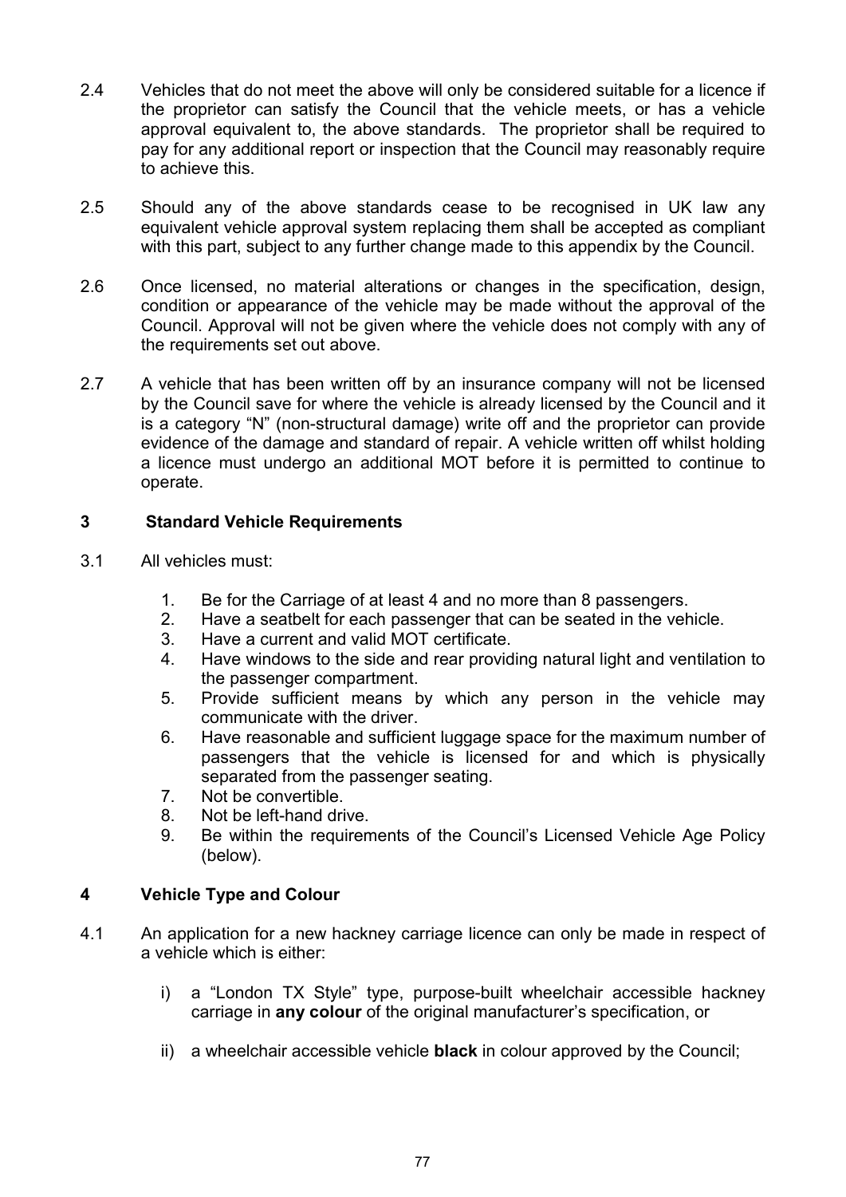2.4 Vehicles that do not meet the above will only be considered suitable for a licence if the proprietor can satisfy the Council that the vehicle meets, or has a vehicle approval equivalent to, the above standards. The proprietor shall be required to pay for any additional report or inspection that the Council may reasonably require to achieve this.

2.5 Should any of the above standards cease to be recognised in UK law any equivalent vehicle approval system replacing them shall be accepted as compliant with this part, subject to any further change made to this appendix by the Council.

2.6 Once licensed, no material alterations or changes in the specification, design, condition or appearance of the vehicle may be made without the approval of the Council. Approval will not be given where the vehicle does not comply with any of the requirements set out above.

2.7 A vehicle that has been written off by an insurance company will not be licensed by the Council save for where the vehicle is already licensed by the Council and it is a category "N" (non-structural damage) write off and the proprietor can provide evidence of the damage and standard of repair. A vehicle written off whilst holding a licence must undergo an additional MOT before it is permitted to continue to operate.

## 3 Standard Vehicle Requirements

3.1 All vehicles must:

1. Be for the Carriage of at least 4 and no more than 8 passengers.
2. Have a seatbelt for each passenger that can be seated in the vehicle.
3. Have a current and valid MOT certificate.
4. Have windows to the side and rear providing natural light and ventilation to the passenger compartment.
5. Provide sufficient means by which any person in the vehicle may communicate with the driver.
6. Have reasonable and sufficient luggage space for the maximum number of passengers that the vehicle is licensed for and which is physically separated from the passenger seating.
7. Not be convertible.
8. Not be left-hand drive.
9. Be within the requirements of the Council's Licensed Vehicle Age Policy (below).

## 4 Vehicle Type and Colour

4.1 An application for a new hackney carriage licence can only be made in respect of a vehicle which is either:

i) a "London TX Style" type, purpose-built wheelchair accessible hackney carriage in **any colour** of the original manufacturer's specification, or

ii) a wheelchair accessible vehicle **black** in colour approved by the Council;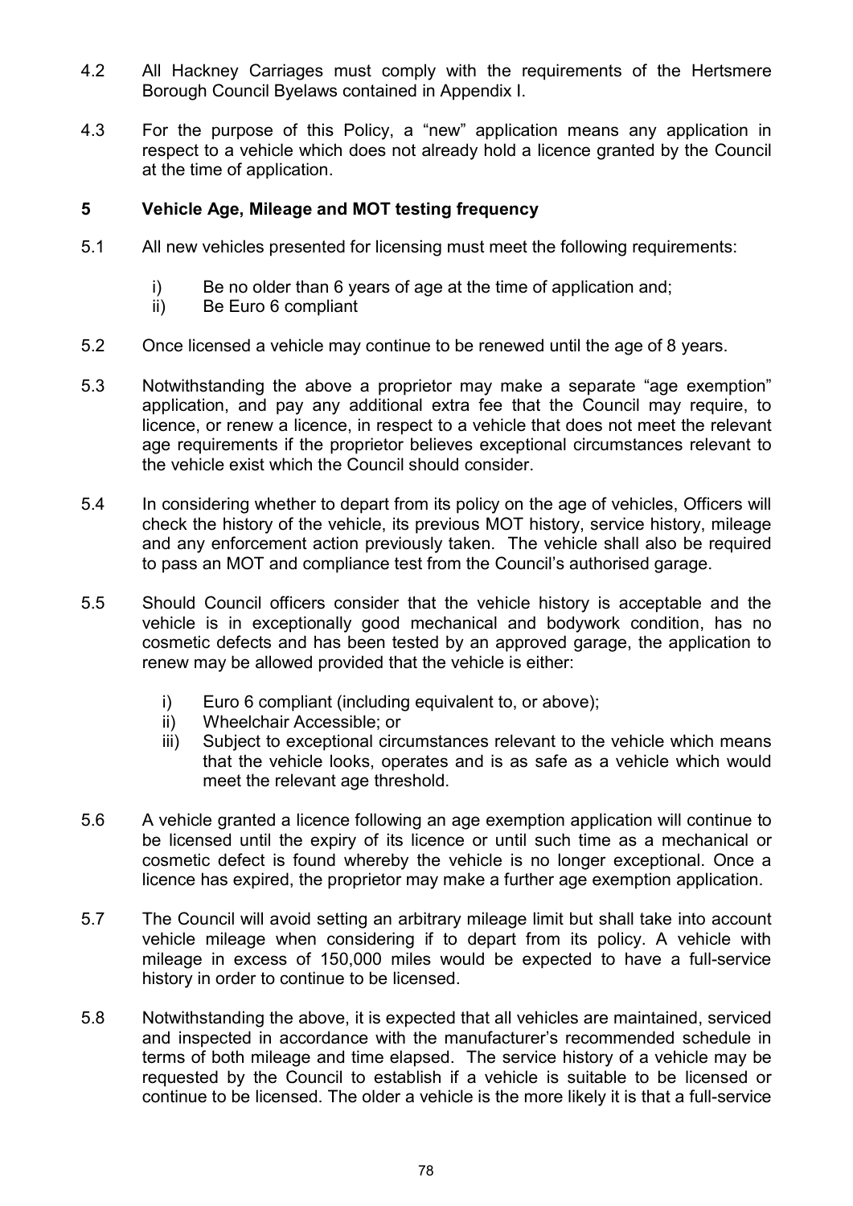4.2 All Hackney Carriages must comply with the requirements of the Hertsmere Borough Council Byelaws contained in Appendix I.

4.3 For the purpose of this Policy, a "new" application means any application in respect to a vehicle which does not already hold a licence granted by the Council at the time of application.

## 5 Vehicle Age, Mileage and MOT testing frequency

5.1 All new vehicles presented for licensing must meet the following requirements:

- i) Be no older than 6 years of age at the time of application and;
- ii) Be Euro 6 compliant

5.2 Once licensed a vehicle may continue to be renewed until the age of 8 years.

5.3 Notwithstanding the above a proprietor may make a separate "age exemption" application, and pay any additional extra fee that the Council may require, to licence, or renew a licence, in respect to a vehicle that does not meet the relevant age requirements if the proprietor believes exceptional circumstances relevant to the vehicle exist which the Council should consider.

5.4 In considering whether to depart from its policy on the age of vehicles, Officers will check the history of the vehicle, its previous MOT history, service history, mileage and any enforcement action previously taken. The vehicle shall also be required to pass an MOT and compliance test from the Council's authorised garage.

5.5 Should Council officers consider that the vehicle history is acceptable and the vehicle is in exceptionally good mechanical and bodywork condition, has no cosmetic defects and has been tested by an approved garage, the application to renew may be allowed provided that the vehicle is either:

- i) Euro 6 compliant (including equivalent to, or above);
- ii) Wheelchair Accessible; or
- iii) Subject to exceptional circumstances relevant to the vehicle which means that the vehicle looks, operates and is as safe as a vehicle which would meet the relevant age threshold.

5.6 A vehicle granted a licence following an age exemption application will continue to be licensed until the expiry of its licence or until such time as a mechanical or cosmetic defect is found whereby the vehicle is no longer exceptional. Once a licence has expired, the proprietor may make a further age exemption application.

5.7 The Council will avoid setting an arbitrary mileage limit but shall take into account vehicle mileage when considering if to depart from its policy. A vehicle with mileage in excess of 150,000 miles would be expected to have a full-service history in order to continue to be licensed.

5.8 Notwithstanding the above, it is expected that all vehicles are maintained, serviced and inspected in accordance with the manufacturer's recommended schedule in terms of both mileage and time elapsed. The service history of a vehicle may be requested by the Council to establish if a vehicle is suitable to be licensed or continue to be licensed. The older a vehicle is the more likely it is that a full-service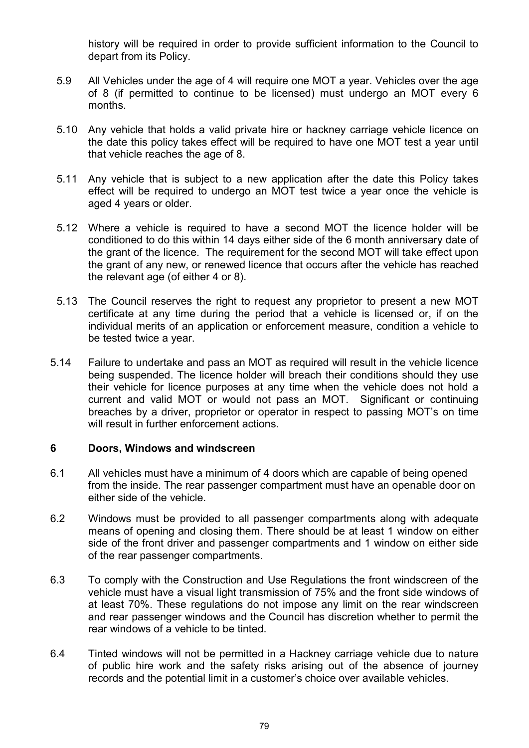history will be required in order to provide sufficient information to the Council to depart from its Policy.

5.9 All Vehicles under the age of 4 will require one MOT a year. Vehicles over the age of 8 (if permitted to continue to be licensed) must undergo an MOT every 6 months.

5.10 Any vehicle that holds a valid private hire or hackney carriage vehicle licence on the date this policy takes effect will be required to have one MOT test a year until that vehicle reaches the age of 8.

5.11 Any vehicle that is subject to a new application after the date this Policy takes effect will be required to undergo an MOT test twice a year once the vehicle is aged 4 years or older.

5.12 Where a vehicle is required to have a second MOT the licence holder will be conditioned to do this within 14 days either side of the 6 month anniversary date of the grant of the licence. The requirement for the second MOT will take effect upon the grant of any new, or renewed licence that occurs after the vehicle has reached the relevant age (of either 4 or 8).

5.13 The Council reserves the right to request any proprietor to present a new MOT certificate at any time during the period that a vehicle is licensed or, if on the individual merits of an application or enforcement measure, condition a vehicle to be tested twice a year.

5.14 Failure to undertake and pass an MOT as required will result in the vehicle licence being suspended. The licence holder will breach their conditions should they use their vehicle for licence purposes at any time when the vehicle does not hold a current and valid MOT or would not pass an MOT. Significant or continuing breaches by a driver, proprietor or operator in respect to passing MOT's on time will result in further enforcement actions.

## 6 Doors, Windows and windscreen

6.1 All vehicles must have a minimum of 4 doors which are capable of being opened from the inside. The rear passenger compartment must have an openable door on either side of the vehicle.

6.2 Windows must be provided to all passenger compartments along with adequate means of opening and closing them. There should be at least 1 window on either side of the front driver and passenger compartments and 1 window on either side of the rear passenger compartments.

6.3 To comply with the Construction and Use Regulations the front windscreen of the vehicle must have a visual light transmission of 75% and the front side windows of at least 70%. These regulations do not impose any limit on the rear windscreen and rear passenger windows and the Council has discretion whether to permit the rear windows of a vehicle to be tinted.

6.4 Tinted windows will not be permitted in a Hackney carriage vehicle due to nature of public hire work and the safety risks arising out of the absence of journey records and the potential limit in a customer's choice over available vehicles.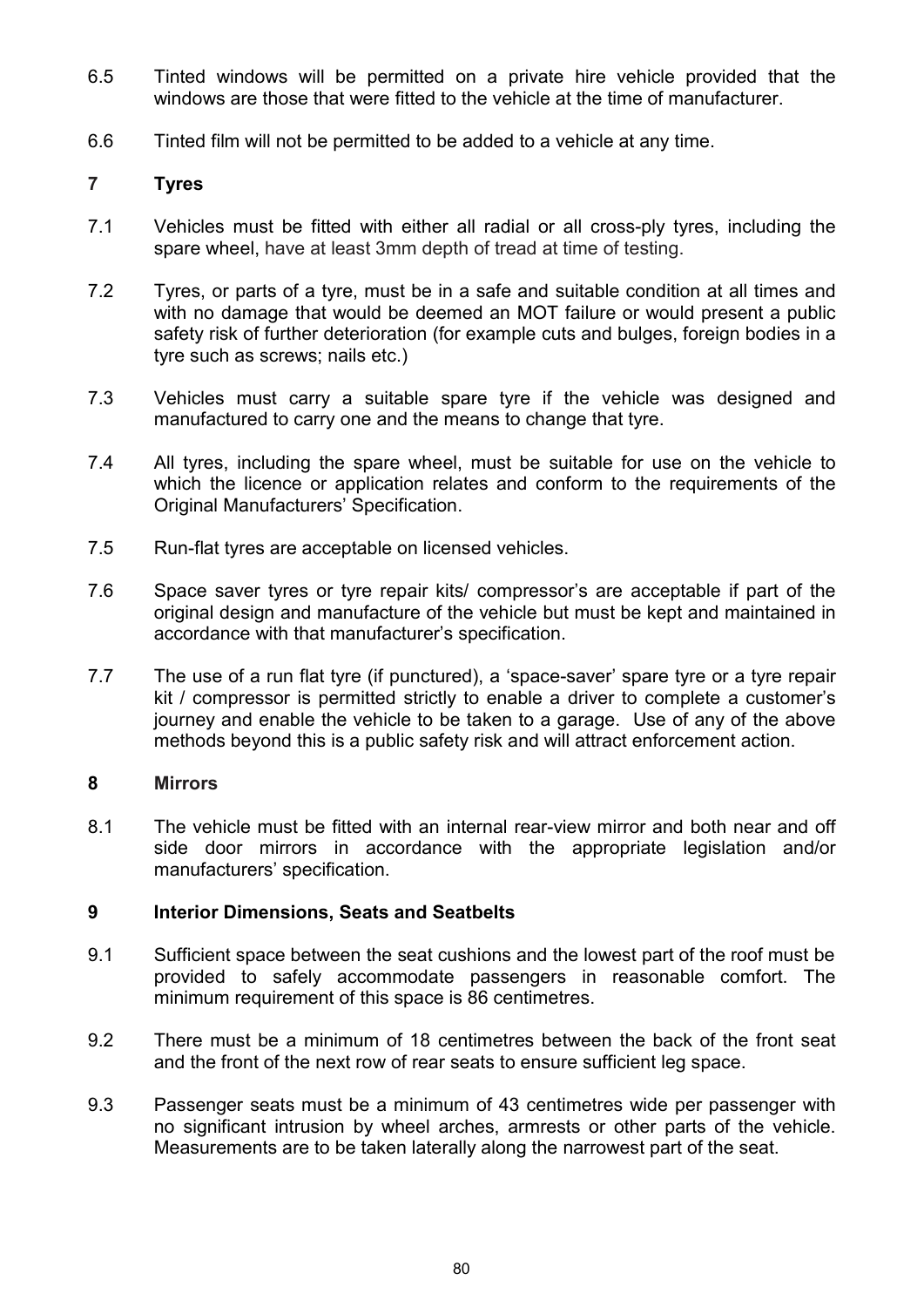6.5 Tinted windows will be permitted on a private hire vehicle provided that the windows are those that were fitted to the vehicle at the time of manufacturer.

6.6 Tinted film will not be permitted to be added to a vehicle at any time.

## 7 Tyres

7.1 Vehicles must be fitted with either all radial or all cross-ply tyres, including the spare wheel, have at least 3mm depth of tread at time of testing.

7.2 Tyres, or parts of a tyre, must be in a safe and suitable condition at all times and with no damage that would be deemed an MOT failure or would present a public safety risk of further deterioration (for example cuts and bulges, foreign bodies in a tyre such as screws; nails etc.)

7.3 Vehicles must carry a suitable spare tyre if the vehicle was designed and manufactured to carry one and the means to change that tyre.

7.4 All tyres, including the spare wheel, must be suitable for use on the vehicle to which the licence or application relates and conform to the requirements of the Original Manufacturers' Specification.

7.5 Run-flat tyres are acceptable on licensed vehicles.

7.6 Space saver tyres or tyre repair kits/ compressor's are acceptable if part of the original design and manufacture of the vehicle but must be kept and maintained in accordance with that manufacturer's specification.

7.7 The use of a run flat tyre (if punctured), a 'space-saver' spare tyre or a tyre repair kit / compressor is permitted strictly to enable a driver to complete a customer's journey and enable the vehicle to be taken to a garage. Use of any of the above methods beyond this is a public safety risk and will attract enforcement action.

## 8 Mirrors

8.1 The vehicle must be fitted with an internal rear-view mirror and both near and off side door mirrors in accordance with the appropriate legislation and/or manufacturers' specification.

## 9 Interior Dimensions, Seats and Seatbelts

9.1 Sufficient space between the seat cushions and the lowest part of the roof must be provided to safely accommodate passengers in reasonable comfort. The minimum requirement of this space is 86 centimetres.

9.2 There must be a minimum of 18 centimetres between the back of the front seat and the front of the next row of rear seats to ensure sufficient leg space.

9.3 Passenger seats must be a minimum of 43 centimetres wide per passenger with no significant intrusion by wheel arches, armrests or other parts of the vehicle. Measurements are to be taken laterally along the narrowest part of the seat.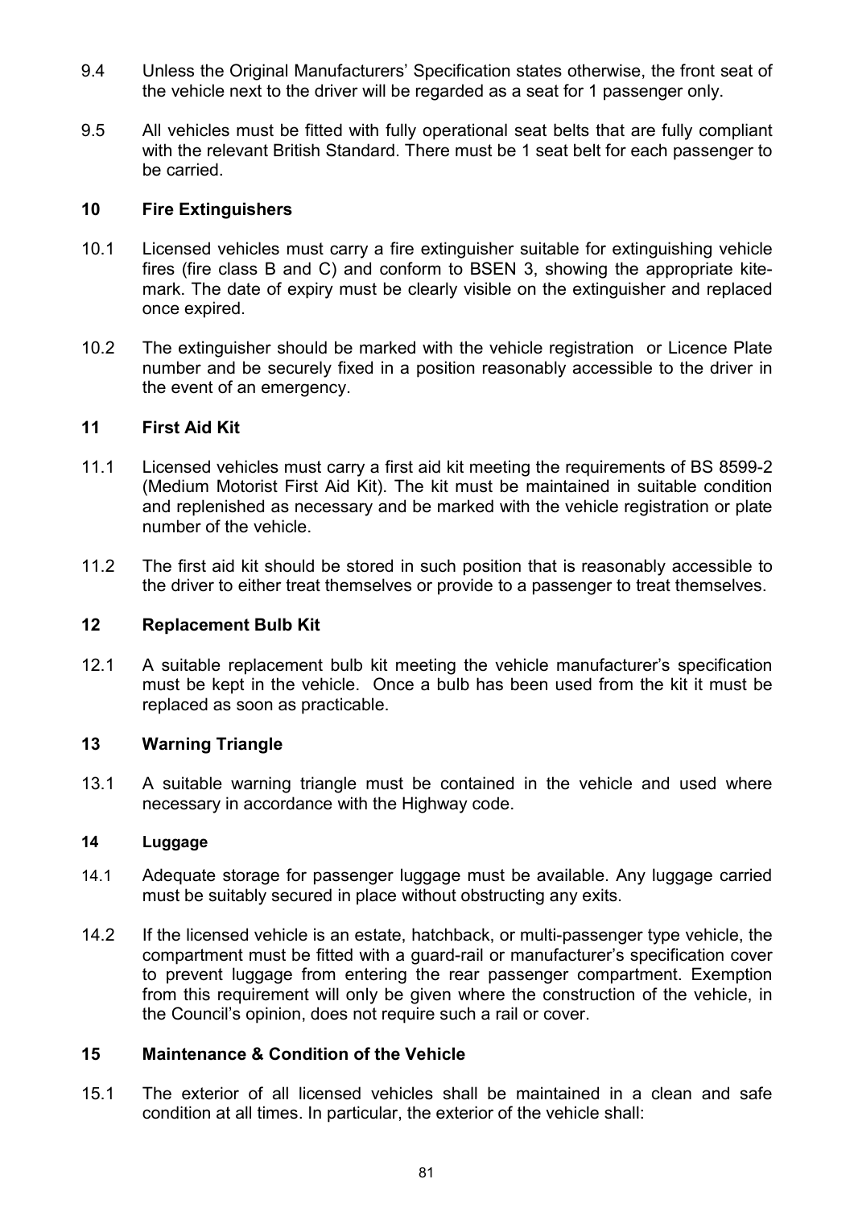9.4 Unless the Original Manufacturers' Specification states otherwise, the front seat of the vehicle next to the driver will be regarded as a seat for 1 passenger only.

9.5 All vehicles must be fitted with fully operational seat belts that are fully compliant with the relevant British Standard. There must be 1 seat belt for each passenger to be carried.

## 10 Fire Extinguishers

10.1 Licensed vehicles must carry a fire extinguisher suitable for extinguishing vehicle fires (fire class B and C) and conform to BSEN 3, showing the appropriate kite-mark. The date of expiry must be clearly visible on the extinguisher and replaced once expired.

10.2 The extinguisher should be marked with the vehicle registration or Licence Plate number and be securely fixed in a position reasonably accessible to the driver in the event of an emergency.

## 11 First Aid Kit

11.1 Licensed vehicles must carry a first aid kit meeting the requirements of BS 8599-2 (Medium Motorist First Aid Kit). The kit must be maintained in suitable condition and replenished as necessary and be marked with the vehicle registration or plate number of the vehicle.

11.2 The first aid kit should be stored in such position that is reasonably accessible to the driver to either treat themselves or provide to a passenger to treat themselves.

## 12 Replacement Bulb Kit

12.1 A suitable replacement bulb kit meeting the vehicle manufacturer's specification must be kept in the vehicle. Once a bulb has been used from the kit it must be replaced as soon as practicable.

## 13 Warning Triangle

13.1 A suitable warning triangle must be contained in the vehicle and used where necessary in accordance with the Highway code.

## 14 Luggage

14.1 Adequate storage for passenger luggage must be available. Any luggage carried must be suitably secured in place without obstructing any exits.

14.2 If the licensed vehicle is an estate, hatchback, or multi-passenger type vehicle, the compartment must be fitted with a guard-rail or manufacturer's specification cover to prevent luggage from entering the rear passenger compartment. Exemption from this requirement will only be given where the construction of the vehicle, in the Council's opinion, does not require such a rail or cover.

## 15 Maintenance & Condition of the Vehicle

15.1 The exterior of all licensed vehicles shall be maintained in a clean and safe condition at all times. In particular, the exterior of the vehicle shall: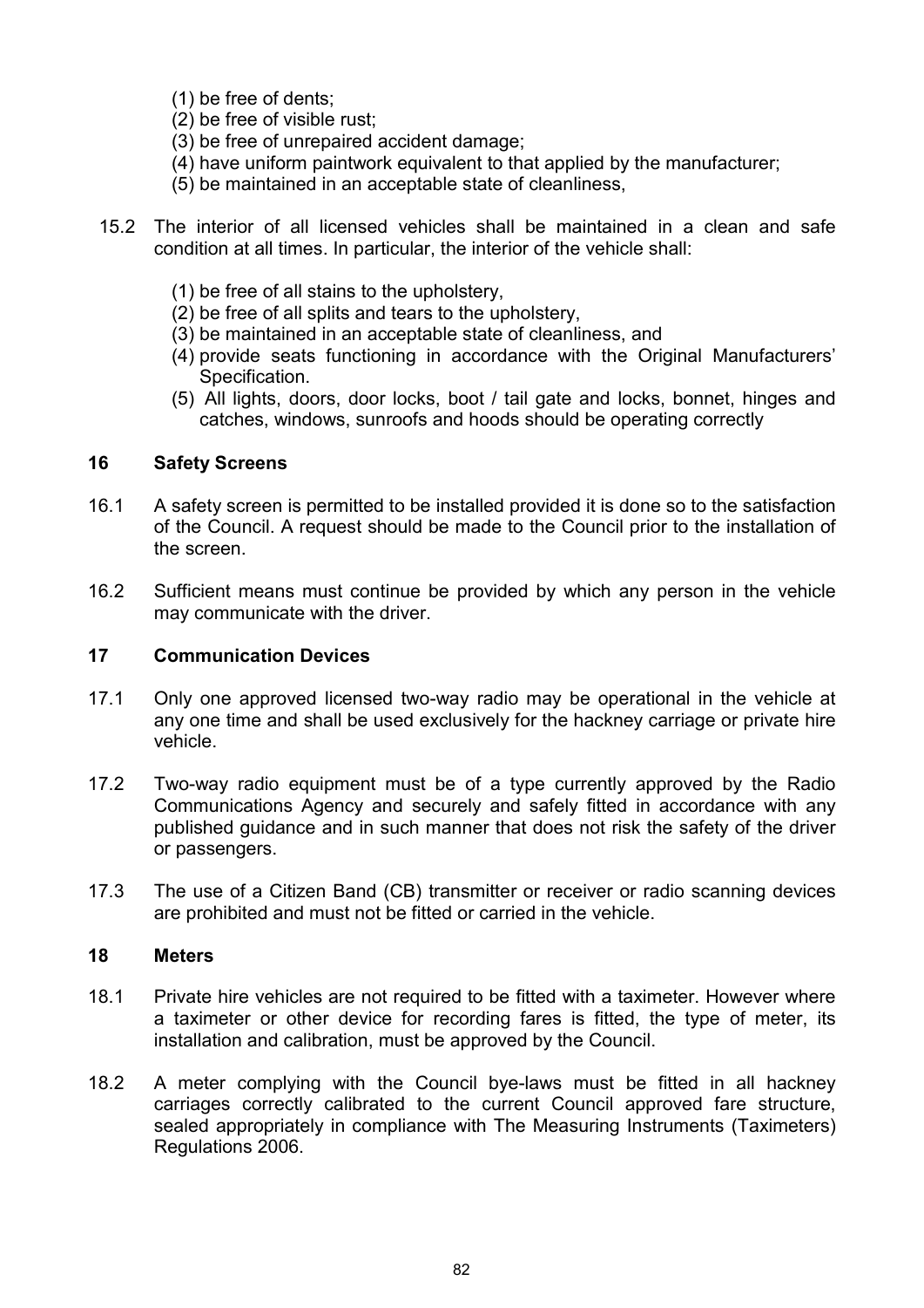(1) be free of dents;
(2) be free of visible rust;
(3) be free of unrepaired accident damage;
(4) have uniform paintwork equivalent to that applied by the manufacturer;
(5) be maintained in an acceptable state of cleanliness,

15.2 The interior of all licensed vehicles shall be maintained in a clean and safe condition at all times. In particular, the interior of the vehicle shall:

(1) be free of all stains to the upholstery,
(2) be free of all splits and tears to the upholstery,
(3) be maintained in an acceptable state of cleanliness, and
(4) provide seats functioning in accordance with the Original Manufacturers' Specification.
(5) All lights, doors, door locks, boot / tail gate and locks, bonnet, hinges and catches, windows, sunroofs and hoods should be operating correctly

## 16 Safety Screens

16.1 A safety screen is permitted to be installed provided it is done so to the satisfaction of the Council. A request should be made to the Council prior to the installation of the screen.

16.2 Sufficient means must continue be provided by which any person in the vehicle may communicate with the driver.

## 17 Communication Devices

17.1 Only one approved licensed two-way radio may be operational in the vehicle at any one time and shall be used exclusively for the hackney carriage or private hire vehicle.

17.2 Two-way radio equipment must be of a type currently approved by the Radio Communications Agency and securely and safely fitted in accordance with any published guidance and in such manner that does not risk the safety of the driver or passengers.

17.3 The use of a Citizen Band (CB) transmitter or receiver or radio scanning devices are prohibited and must not be fitted or carried in the vehicle.

## 18 Meters

18.1 Private hire vehicles are not required to be fitted with a taximeter. However where a taximeter or other device for recording fares is fitted, the type of meter, its installation and calibration, must be approved by the Council.

18.2 A meter complying with the Council bye-laws must be fitted in all hackney carriages correctly calibrated to the current Council approved fare structure, sealed appropriately in compliance with The Measuring Instruments (Taximeters) Regulations 2006.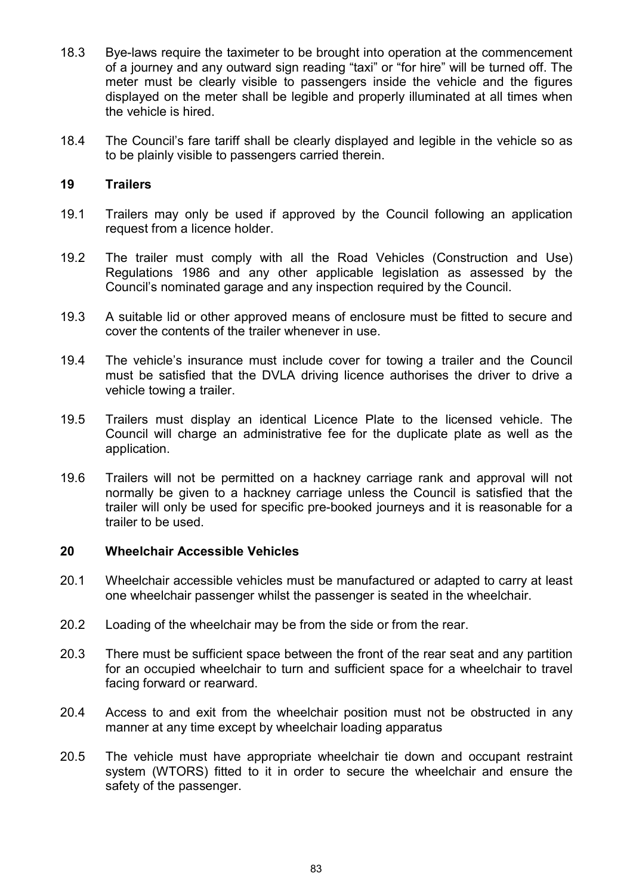18.3 Bye-laws require the taximeter to be brought into operation at the commencement of a journey and any outward sign reading "taxi" or "for hire" will be turned off. The meter must be clearly visible to passengers inside the vehicle and the figures displayed on the meter shall be legible and properly illuminated at all times when the vehicle is hired.

18.4 The Council's fare tariff shall be clearly displayed and legible in the vehicle so as to be plainly visible to passengers carried therein.

## 19 Trailers

19.1 Trailers may only be used if approved by the Council following an application request from a licence holder.

19.2 The trailer must comply with all the Road Vehicles (Construction and Use) Regulations 1986 and any other applicable legislation as assessed by the Council's nominated garage and any inspection required by the Council.

19.3 A suitable lid or other approved means of enclosure must be fitted to secure and cover the contents of the trailer whenever in use.

19.4 The vehicle's insurance must include cover for towing a trailer and the Council must be satisfied that the DVLA driving licence authorises the driver to drive a vehicle towing a trailer.

19.5 Trailers must display an identical Licence Plate to the licensed vehicle. The Council will charge an administrative fee for the duplicate plate as well as the application.

19.6 Trailers will not be permitted on a hackney carriage rank and approval will not normally be given to a hackney carriage unless the Council is satisfied that the trailer will only be used for specific pre-booked journeys and it is reasonable for a trailer to be used.

## 20 Wheelchair Accessible Vehicles

20.1 Wheelchair accessible vehicles must be manufactured or adapted to carry at least one wheelchair passenger whilst the passenger is seated in the wheelchair.

20.2 Loading of the wheelchair may be from the side or from the rear.

20.3 There must be sufficient space between the front of the rear seat and any partition for an occupied wheelchair to turn and sufficient space for a wheelchair to travel facing forward or rearward.

20.4 Access to and exit from the wheelchair position must not be obstructed in any manner at any time except by wheelchair loading apparatus

20.5 The vehicle must have appropriate wheelchair tie down and occupant restraint system (WTORS) fitted to it in order to secure the wheelchair and ensure the safety of the passenger.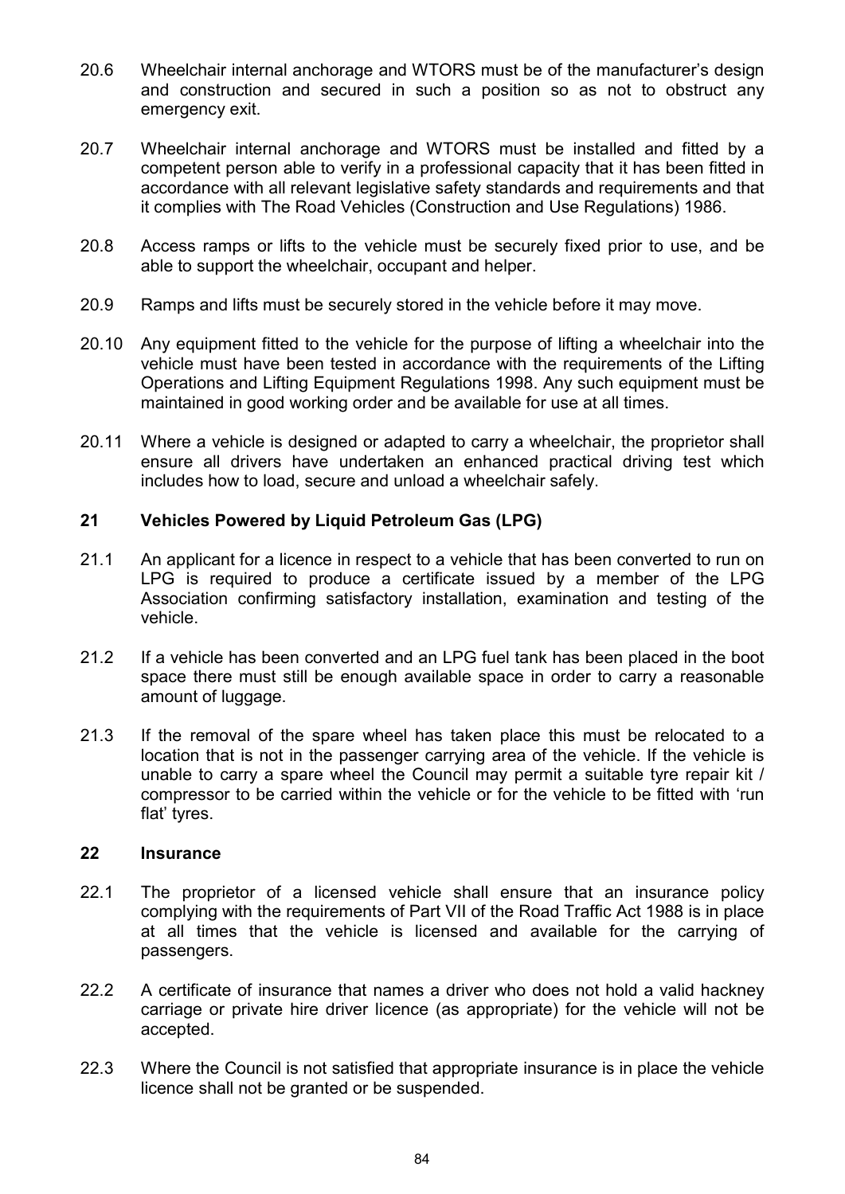20.6 Wheelchair internal anchorage and WTORS must be of the manufacturer's design and construction and secured in such a position so as not to obstruct any emergency exit.

20.7 Wheelchair internal anchorage and WTORS must be installed and fitted by a competent person able to verify in a professional capacity that it has been fitted in accordance with all relevant legislative safety standards and requirements and that it complies with The Road Vehicles (Construction and Use Regulations) 1986.

20.8 Access ramps or lifts to the vehicle must be securely fixed prior to use, and be able to support the wheelchair, occupant and helper.

20.9 Ramps and lifts must be securely stored in the vehicle before it may move.

20.10 Any equipment fitted to the vehicle for the purpose of lifting a wheelchair into the vehicle must have been tested in accordance with the requirements of the Lifting Operations and Lifting Equipment Regulations 1998. Any such equipment must be maintained in good working order and be available for use at all times.

20.11 Where a vehicle is designed or adapted to carry a wheelchair, the proprietor shall ensure all drivers have undertaken an enhanced practical driving test which includes how to load, secure and unload a wheelchair safely.

## 21 Vehicles Powered by Liquid Petroleum Gas (LPG)

21.1 An applicant for a licence in respect to a vehicle that has been converted to run on LPG is required to produce a certificate issued by a member of the LPG Association confirming satisfactory installation, examination and testing of the vehicle.

21.2 If a vehicle has been converted and an LPG fuel tank has been placed in the boot space there must still be enough available space in order to carry a reasonable amount of luggage.

21.3 If the removal of the spare wheel has taken place this must be relocated to a location that is not in the passenger carrying area of the vehicle. If the vehicle is unable to carry a spare wheel the Council may permit a suitable tyre repair kit / compressor to be carried within the vehicle or for the vehicle to be fitted with 'run flat' tyres.

## 22 Insurance

22.1 The proprietor of a licensed vehicle shall ensure that an insurance policy complying with the requirements of Part VII of the Road Traffic Act 1988 is in place at all times that the vehicle is licensed and available for the carrying of passengers.

22.2 A certificate of insurance that names a driver who does not hold a valid hackney carriage or private hire driver licence (as appropriate) for the vehicle will not be accepted.

22.3 Where the Council is not satisfied that appropriate insurance is in place the vehicle licence shall not be granted or be suspended.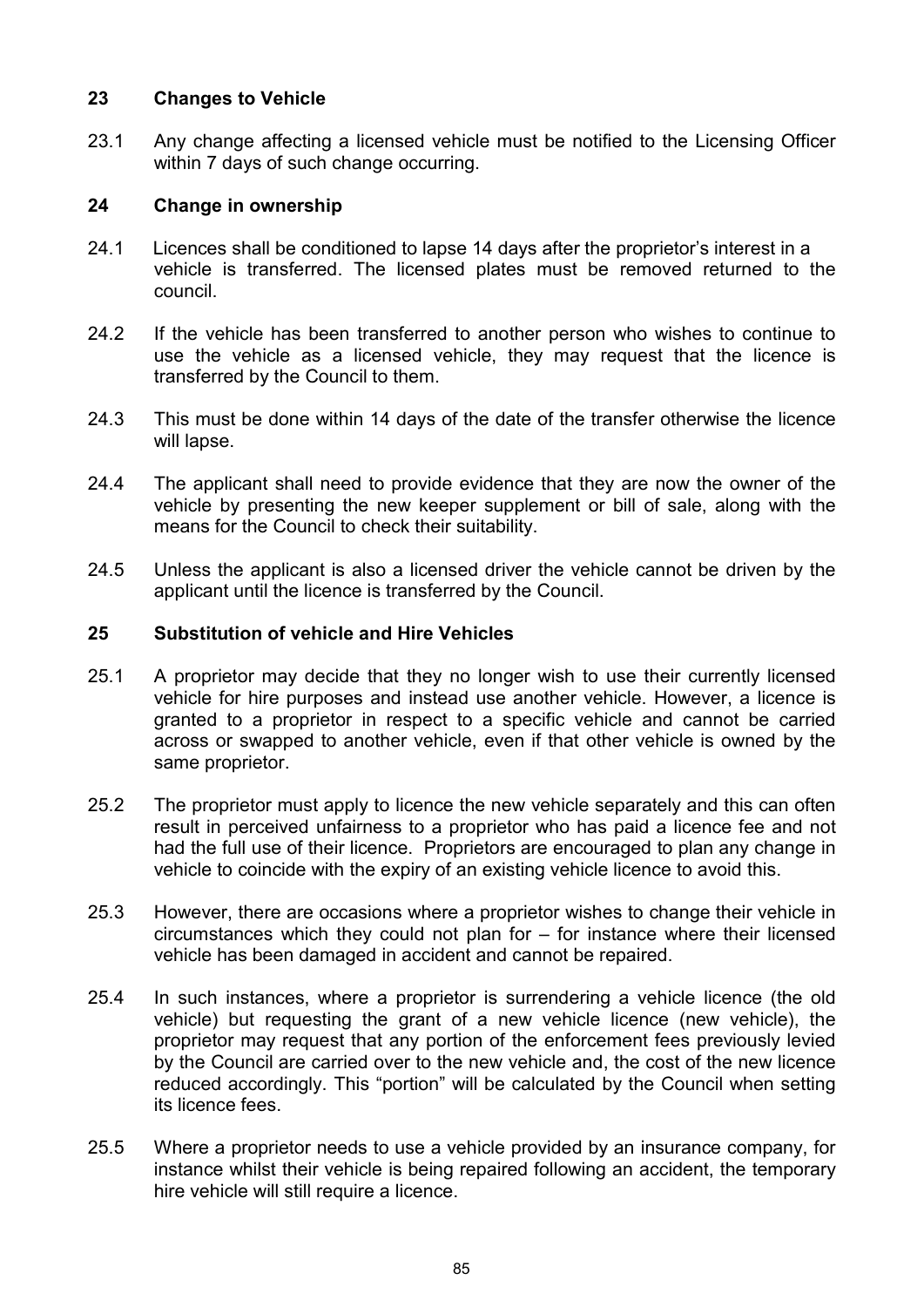## 23 Changes to Vehicle

23.1 Any change affecting a licensed vehicle must be notified to the Licensing Officer within 7 days of such change occurring.

## 24 Change in ownership

24.1 Licences shall be conditioned to lapse 14 days after the proprietor's interest in a vehicle is transferred. The licensed plates must be removed returned to the council.

24.2 If the vehicle has been transferred to another person who wishes to continue to use the vehicle as a licensed vehicle, they may request that the licence is transferred by the Council to them.

24.3 This must be done within 14 days of the date of the transfer otherwise the licence will lapse.

24.4 The applicant shall need to provide evidence that they are now the owner of the vehicle by presenting the new keeper supplement or bill of sale, along with the means for the Council to check their suitability.

24.5 Unless the applicant is also a licensed driver the vehicle cannot be driven by the applicant until the licence is transferred by the Council.

## 25 Substitution of vehicle and Hire Vehicles

25.1 A proprietor may decide that they no longer wish to use their currently licensed vehicle for hire purposes and instead use another vehicle. However, a licence is granted to a proprietor in respect to a specific vehicle and cannot be carried across or swapped to another vehicle, even if that other vehicle is owned by the same proprietor.

25.2 The proprietor must apply to licence the new vehicle separately and this can often result in perceived unfairness to a proprietor who has paid a licence fee and not had the full use of their licence. Proprietors are encouraged to plan any change in vehicle to coincide with the expiry of an existing vehicle licence to avoid this.

25.3 However, there are occasions where a proprietor wishes to change their vehicle in circumstances which they could not plan for – for instance where their licensed vehicle has been damaged in accident and cannot be repaired.

25.4 In such instances, where a proprietor is surrendering a vehicle licence (the old vehicle) but requesting the grant of a new vehicle licence (new vehicle), the proprietor may request that any portion of the enforcement fees previously levied by the Council are carried over to the new vehicle and, the cost of the new licence reduced accordingly. This "portion" will be calculated by the Council when setting its licence fees.

25.5 Where a proprietor needs to use a vehicle provided by an insurance company, for instance whilst their vehicle is being repaired following an accident, the temporary hire vehicle will still require a licence.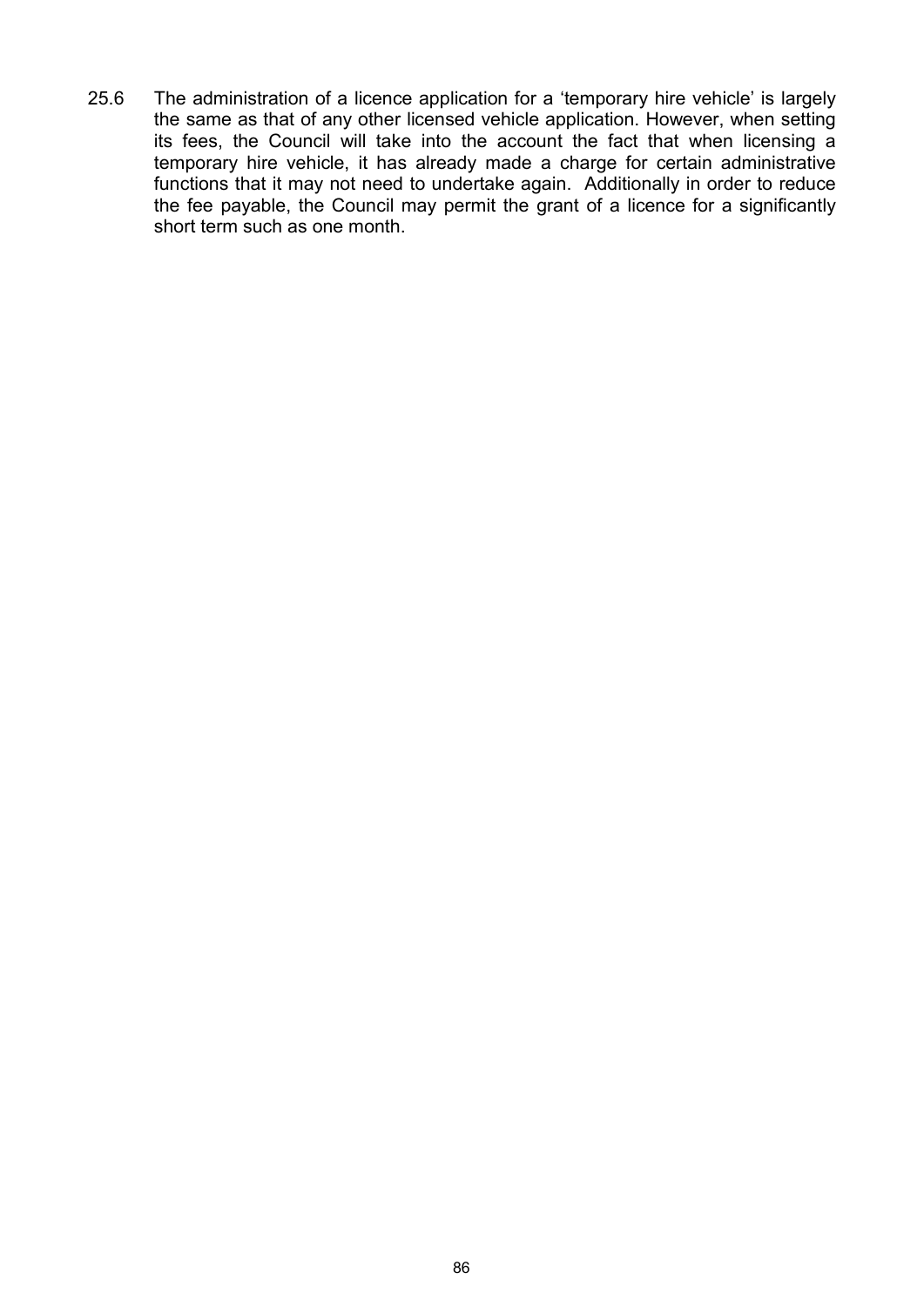25.6 The administration of a licence application for a 'temporary hire vehicle' is largely the same as that of any other licensed vehicle application. However, when setting its fees, the Council will take into the account the fact that when licensing a temporary hire vehicle, it has already made a charge for certain administrative functions that it may not need to undertake again. Additionally in order to reduce the fee payable, the Council may permit the grant of a licence for a significantly short term such as one month.